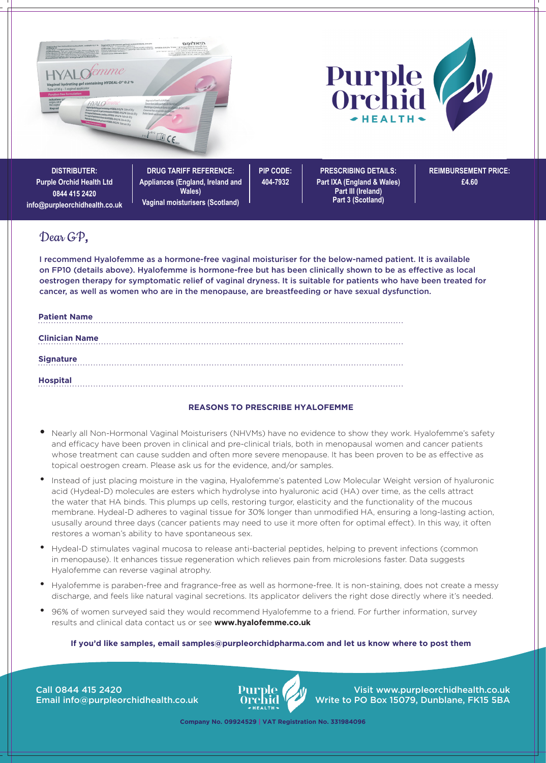| DISTRIBUTER: Purple Orchid Health Ltd 0844 415 2420 info@purpleorchidhealth.co.uk | DRUG TARIFF REFERENCE: Appliances (England, Ireland and Wales) Vaginal moisturisers (Scotland) | PIP CODE: 404-7932 | PRESCRIBING DETAILS: Part IXA (England & Wales) Part III (Ireland) Part 3 (Scotland) | REIMBURSEMENT PRICE: £4.60 |
|---|---|---|---|---|

Dear GP,

I recommend Hyalofemme as a hormone-free vaginal moisturiser for the below-named patient. It is available on FP10 (details above). Hyalofemme is hormone-free but has been clinically shown to be as effective as local oestrogen therapy for symptomatic relief of vaginal dryness. It is suitable for patients who have been treated for cancer, as well as women who are in the menopause, are breastfeeding or have sexual dysfunction.

**Patient Name** ........................................

**Clinician Name** ........................................

**Signature** ........................................

**Hospital** ........................................

## REASONS TO PRESCRIBE HYALOFEMME

- Nearly all Non-Hormonal Vaginal Moisturisers (NHVMs) have no evidence to show they work. Hyalofemme's safety and efficacy have been proven in clinical and pre-clinical trials, both in menopausal women and cancer patients whose treatment can cause sudden and often more severe menopause. It has been proven to be as effective as topical oestrogen cream. Please ask us for the evidence, and/or samples.
- Instead of just placing moisture in the vagina, Hyalofemme's patented Low Molecular Weight version of hyaluronic acid (Hydeal-D) molecules are esters which hydrolyse into hyaluronic acid (HA) over time, as the cells attract the water that HA binds. This plumps up cells, restoring turgor, elasticity and the functionality of the mucous membrane. Hydeal-D adheres to vaginal tissue for 30% longer than unmodified HA, ensuring a long-lasting action, ususally around three days (cancer patients may need to use it more often for optimal effect). In this way, it often restores a woman's ability to have spontaneous sex.
- Hydeal-D stimulates vaginal mucosa to release anti-bacterial peptides, helping to prevent infections (common in menopause). It enhances tissue regeneration which relieves pain from microlesions faster. Data suggests Hyalofemme can reverse vaginal atrophy.
- Hyalofemme is paraben-free and fragrance-free as well as hormone-free. It is non-staining, does not create a messy discharge, and feels like natural vaginal secretions. Its applicator delivers the right dose directly where it's needed.
- 96% of women surveyed said they would recommend Hyalofemme to a friend. For further information, survey results and clinical data contact us or see **www.hyalofemme.co.uk**

**If you'd like samples, email samples@purpleorchidpharma.com and let us know where to post them**

Call 0844 415 2420
Email info@purpleorchidhealth.co.uk

Visit www.purpleorchidhealth.co.uk
Write to PO Box 15079, Dunblane, FK15 5BA

**Company No. 09924529 | VAT Registration No. 331984096**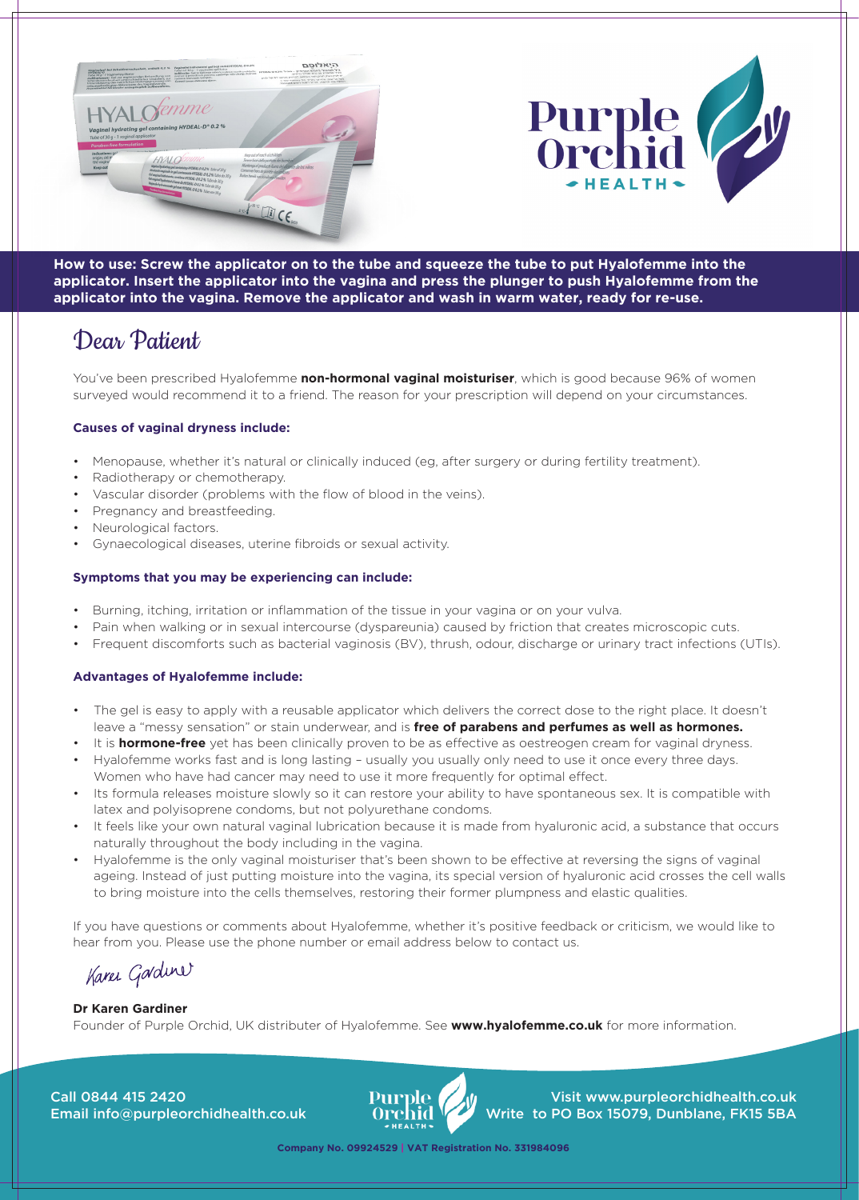**How to use: Screw the applicator on to the tube and squeeze the tube to put Hyalofemme into the applicator. Insert the applicator into the vagina and press the plunger to push Hyalofemme from the applicator into the vagina. Remove the applicator and wash in warm water, ready for re-use.**

# Dear Patient

You've been prescribed Hyalofemme **non-hormonal vaginal moisturiser**, which is good because 96% of women surveyed would recommend it to a friend. The reason for your prescription will depend on your circumstances.

### Causes of vaginal dryness include:

- Menopause, whether it's natural or clinically induced (eg, after surgery or during fertility treatment).
- Radiotherapy or chemotherapy.
- Vascular disorder (problems with the flow of blood in the veins).
- Pregnancy and breastfeeding.
- Neurological factors.
- Gynaecological diseases, uterine fibroids or sexual activity.

### Symptoms that you may be experiencing can include:

- Burning, itching, irritation or inflammation of the tissue in your vagina or on your vulva.
- Pain when walking or in sexual intercourse (dyspareunia) caused by friction that creates microscopic cuts.
- Frequent discomforts such as bacterial vaginosis (BV), thrush, odour, discharge or urinary tract infections (UTIs).

### Advantages of Hyalofemme include:

- The gel is easy to apply with a reusable applicator which delivers the correct dose to the right place. It doesn't leave a "messy sensation" or stain underwear, and is **free of parabens and perfumes as well as hormones.**
- It is **hormone-free** yet has been clinically proven to be as effective as oestreogen cream for vaginal dryness.
- Hyalofemme works fast and is long lasting – usually you usually only need to use it once every three days. Women who have had cancer may need to use it more frequently for optimal effect.
- Its formula releases moisture slowly so it can restore your ability to have spontaneous sex. It is compatible with latex and polyisoprene condoms, but not polyurethane condoms.
- It feels like your own natural vaginal lubrication because it is made from hyaluronic acid, a substance that occurs naturally throughout the body including in the vagina.
- Hyalofemme is the only vaginal moisturiser that's been shown to be effective at reversing the signs of vaginal ageing. Instead of just putting moisture into the vagina, its special version of hyaluronic acid crosses the cell walls to bring moisture into the cells themselves, restoring their former plumpness and elastic qualities.

If you have questions or comments about Hyalofemme, whether it's positive feedback or criticism, we would like to hear from you. Please use the phone number or email address below to contact us.

Karen Gardiner

**Dr Karen Gardiner**
Founder of Purple Orchid, UK distributer of Hyalofemme. See **www.hyalofemme.co.uk** for more information.

Call 0844 415 2420
Email info@purpleorchidhealth.co.uk

Visit www.purpleorchidhealth.co.uk
Write to PO Box 15079, Dunblane, FK15 5BA

**Company No. 09924529 | VAT Registration No. 331984096**